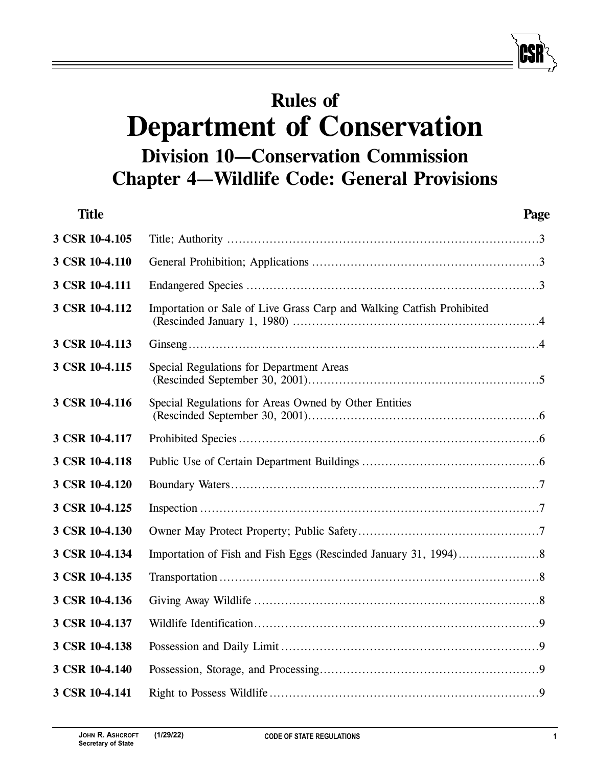# Rules of
# Department of Conservation
## Division 10—Conservation Commission
## Chapter 4—Wildlife Code: General Provisions

| Title | | Page |
|---|---|---|
| 3 CSR 10-4.105 | Title; Authority | 3 |
| 3 CSR 10-4.110 | General Prohibition; Applications | 3 |
| 3 CSR 10-4.111 | Endangered Species | 3 |
| 3 CSR 10-4.112 | Importation or Sale of Live Grass Carp and Walking Catfish Prohibited (Rescinded January 1, 1980) | 4 |
| 3 CSR 10-4.113 | Ginseng | 4 |
| 3 CSR 10-4.115 | Special Regulations for Department Areas (Rescinded September 30, 2001) | 5 |
| 3 CSR 10-4.116 | Special Regulations for Areas Owned by Other Entities (Rescinded September 30, 2001) | 6 |
| 3 CSR 10-4.117 | Prohibited Species | 6 |
| 3 CSR 10-4.118 | Public Use of Certain Department Buildings | 6 |
| 3 CSR 10-4.120 | Boundary Waters | 7 |
| 3 CSR 10-4.125 | Inspection | 7 |
| 3 CSR 10-4.130 | Owner May Protect Property; Public Safety | 7 |
| 3 CSR 10-4.134 | Importation of Fish and Fish Eggs (Rescinded January 31, 1994) | 8 |
| 3 CSR 10-4.135 | Transportation | 8 |
| 3 CSR 10-4.136 | Giving Away Wildlife | 8 |
| 3 CSR 10-4.137 | Wildlife Identification | 9 |
| 3 CSR 10-4.138 | Possession and Daily Limit | 9 |
| 3 CSR 10-4.140 | Possession, Storage, and Processing | 9 |
| 3 CSR 10-4.141 | Right to Possess Wildlife | 9 |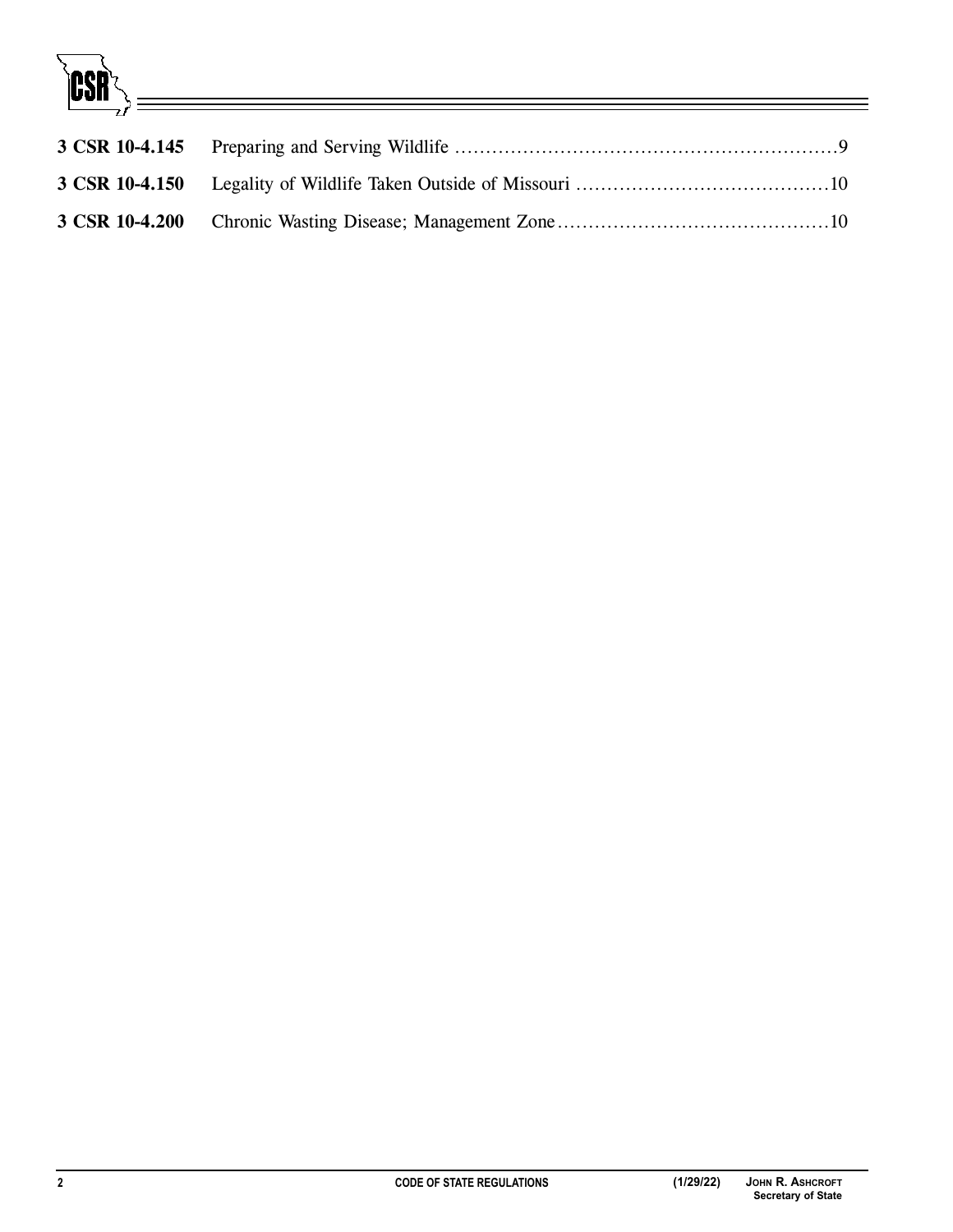| | | |
|---|---|---|
| **3 CSR 10-4.145** | Preparing and Serving Wildlife | 9 |
| **3 CSR 10-4.150** | Legality of Wildlife Taken Outside of Missouri | 10 |
| **3 CSR 10-4.200** | Chronic Wasting Disease; Management Zone | 10 |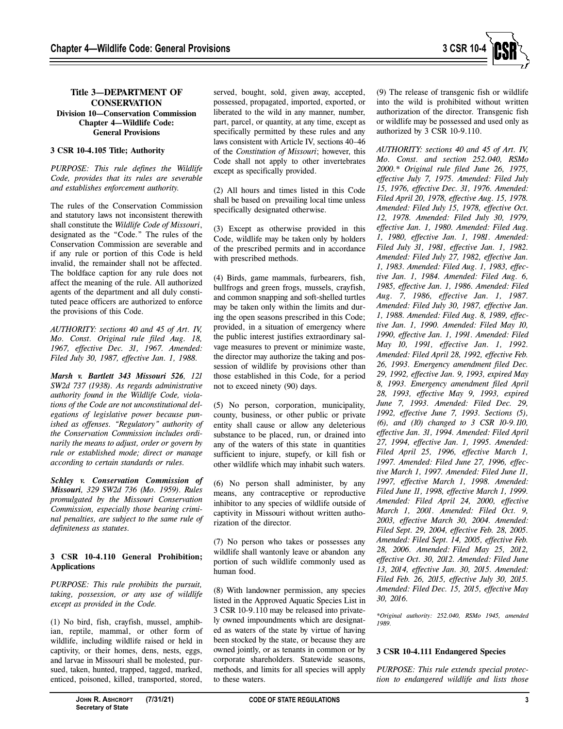# Title 3—DEPARTMENT OF CONSERVATION
## Division 10—Conservation Commission
## Chapter 4—Wildlife Code: General Provisions

### 3 CSR 10-4.105 Title; Authority

*PURPOSE: This rule defines the Wildlife Code, provides that its rules are severable and establishes enforcement authority.*

The rules of the Conservation Commission and statutory laws not inconsistent therewith shall constitute the *Wildlife Code of Missouri*, designated as the "Code." The rules of the Conservation Commission are severable and if any rule or portion of this Code is held invalid, the remainder shall not be affected. The boldface caption for any rule does not affect the meaning of the rule. All authorized agents of the department and all duly constituted peace officers are authorized to enforce the provisions of this Code.

*AUTHORITY: sections 40 and 45 of Art. IV, Mo. Const. Original rule filed Aug. 18, 1967, effective Dec. 31, 1967. Amended: Filed July 30, 1987, effective Jan. 1, 1988.*

***Marsh v. Bartlett 343 Missouri 526**, 121 SW2d 737 (1938). As regards administrative authority found in the Wildlife Code, violations of the Code are not unconstitutional delegations of legislative power because punished as offenses. "Regulatory" authority of the Conservation Commission includes ordinarily the means to adjust, order or govern by rule or established mode; direct or manage according to certain standards or rules.*

***Schley v. Conservation Commission of Missouri**, 329 SW2d 736 (Mo. 1959). Rules promulgated by the Missouri Conservation Commission, especially those bearing criminal penalties, are subject to the same rule of definiteness as statutes.*

### 3 CSR 10-4.110 General Prohibition; Applications

*PURPOSE: This rule prohibits the pursuit, taking, possession, or any use of wildlife except as provided in the Code.*

(1) No bird, fish, crayfish, mussel, amphibian, reptile, mammal, or other form of wildlife, including wildlife raised or held in captivity, or their homes, dens, nests, eggs, and larvae in Missouri shall be molested, pursued, taken, hunted, trapped, tagged, marked, enticed, poisoned, killed, transported, stored, served, bought, sold, given away, accepted, possessed, propagated, imported, exported, or liberated to the wild in any manner, number, part, parcel, or quantity, at any time, except as specifically permitted by these rules and any laws consistent with Article IV, sections 40–46 of the *Constitution of Missouri*; however, this Code shall not apply to other invertebrates except as specifically provided.

(2) All hours and times listed in this Code shall be based on prevailing local time unless specifically designated otherwise.

(3) Except as otherwise provided in this Code, wildlife may be taken only by holders of the prescribed permits and in accordance with prescribed methods.

(4) Birds, game mammals, furbearers, fish, bullfrogs and green frogs, mussels, crayfish, and common snapping and soft-shelled turtles may be taken only within the limits and during the open seasons prescribed in this Code; provided, in a situation of emergency where the public interest justifies extraordinary salvage measures to prevent or minimize waste, the director may authorize the taking and possession of wildlife by provisions other than those established in this Code, for a period not to exceed ninety (90) days.

(5) No person, corporation, municipality, county, business, or other public or private entity shall cause or allow any deleterious substance to be placed, run, or drained into any of the waters of this state in quantities sufficient to injure, stupefy, or kill fish or other wildlife which may inhabit such waters.

(6) No person shall administer, by any means, any contraceptive or reproductive inhibitor to any species of wildlife outside of captivity in Missouri without written authorization of the director.

(7) No person who takes or possesses any wildlife shall wantonly leave or abandon any portion of such wildlife commonly used as human food.

(8) With landowner permission, any species listed in the Approved Aquatic Species List in 3 CSR 10-9.110 may be released into privately owned impoundments which are designated as waters of the state by virtue of having been stocked by the state, or because they are owned jointly, or as tenants in common or by corporate shareholders. Statewide seasons, methods, and limits for all species will apply to these waters.

(9) The release of transgenic fish or wildlife into the wild is prohibited without written authorization of the director. Transgenic fish or wildlife may be possessed and used only as authorized by 3 CSR 10-9.110.

*AUTHORITY: sections 40 and 45 of Art. IV, Mo. Const. and section 252.040, RSMo 2000.\* Original rule filed June 26, 1975, effective July 7, 1975. Amended: Filed July 15, 1976, effective Dec. 31, 1976. Amended: Filed April 20, 1978, effective Aug. 15, 1978. Amended: Filed July 15, 1978, effective Oct. 12, 1978. Amended: Filed July 30, 1979, effective Jan. 1, 1980. Amended: Filed Aug. 1, 1980, effective Jan. 1, 1981. Amended: Filed July 31, 1981, effective Jan. 1, 1982. Amended: Filed July 27, 1982, effective Jan. 1, 1983. Amended: Filed Aug. 1, 1983, effective Jan. 1, 1984. Amended: Filed Aug. 6, 1985, effective Jan. 1, 1986. Amended: Filed Aug. 7, 1986, effective Jan. 1, 1987. Amended: Filed July 30, 1987, effective Jan. 1, 1988. Amended: Filed Aug. 8, 1989, effective Jan. 1, 1990. Amended: Filed May 10, 1990, effective Jan. 1, 1991. Amended: Filed May 10, 1991, effective Jan. 1, 1992. Amended: Filed April 28, 1992, effective Feb. 26, 1993. Emergency amendment filed Dec. 29, 1992, effective Jan. 9, 1993, expired May 8, 1993. Emergency amendment filed April 28, 1993, effective May 9, 1993, expired June 7, 1993. Amended: Filed Dec. 29, 1992, effective June 7, 1993. Sections (5), (6), and (10) changed to 3 CSR 10-9.110, effective Jan. 31, 1994. Amended: Filed April 27, 1994, effective Jan. 1, 1995. Amended: Filed April 25, 1996, effective March 1, 1997. Amended: Filed June 27, 1996, effective March 1, 1997. Amended: Filed June 11, 1997, effective March 1, 1998. Amended: Filed June 11, 1998, effective March 1, 1999. Amended: Filed April 24, 2000, effective March 1, 2001. Amended: Filed Oct. 9, 2003, effective March 30, 2004. Amended: Filed Sept. 29, 2004, effective Feb. 28, 2005. Amended: Filed Sept. 14, 2005, effective Feb. 28, 2006. Amended: Filed May 25, 2012, effective Oct. 30, 2012. Amended: Filed June 13, 2014, effective Jan. 30, 2015. Amended: Filed Feb. 26, 2015, effective July 30, 2015. Amended: Filed Dec. 15, 2015, effective May 30, 2016.*

*\*Original authority: 252.040, RSMo 1945, amended 1989.*

### 3 CSR 10-4.111 Endangered Species

*PURPOSE: This rule extends special protection to endangered wildlife and lists those*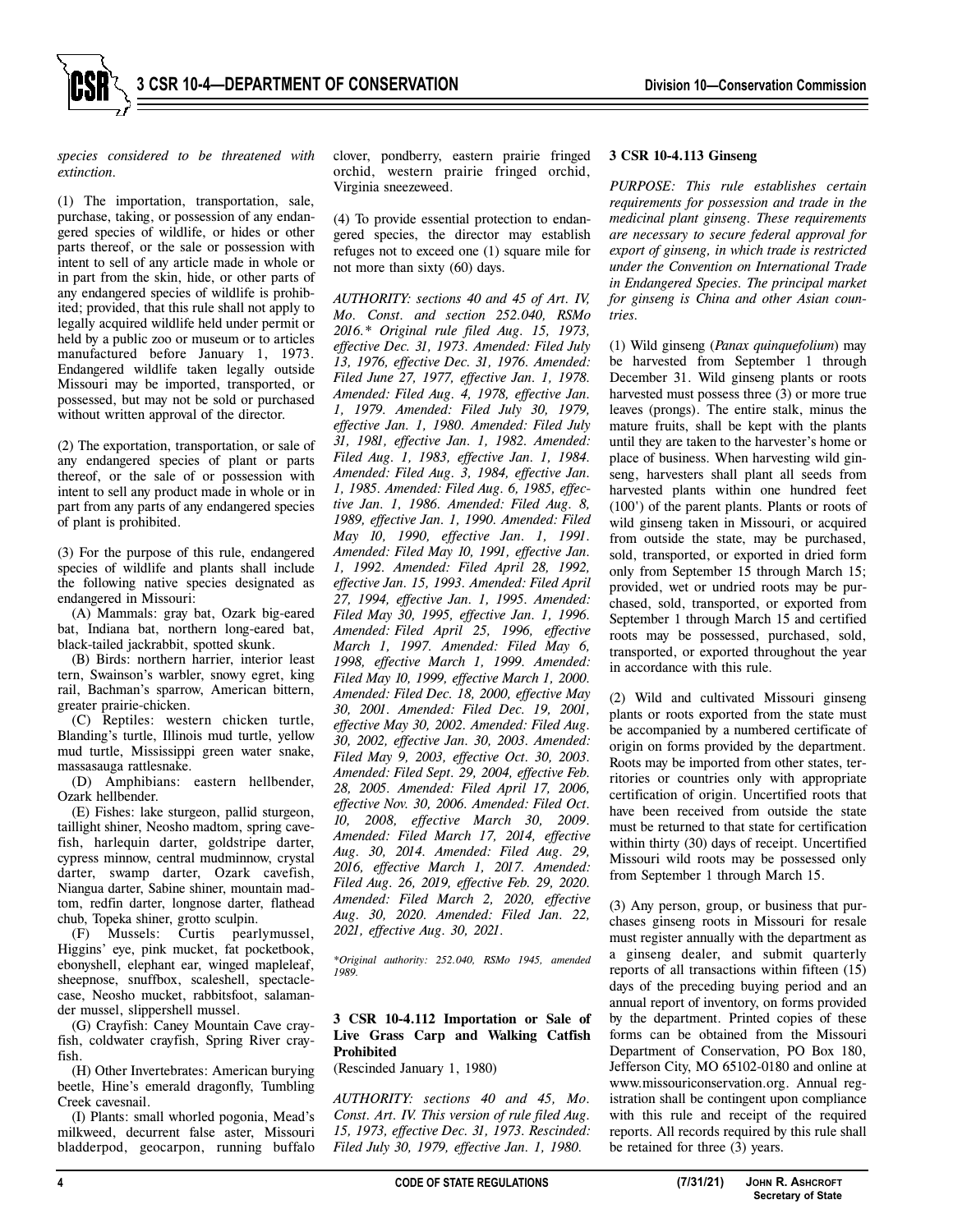*species considered to be threatened with extinction.*

(1) The importation, transportation, sale, purchase, taking, or possession of any endangered species of wildlife, or hides or other parts thereof, or the sale or possession with intent to sell of any article made in whole or in part from the skin, hide, or other parts of any endangered species of wildlife is prohibited; provided, that this rule shall not apply to legally acquired wildlife held under permit or held by a public zoo or museum or to articles manufactured before January 1, 1973. Endangered wildlife taken legally outside Missouri may be imported, transported, or possessed, but may not be sold or purchased without written approval of the director.

(2) The exportation, transportation, or sale of any endangered species of plant or parts thereof, or the sale of or possession with intent to sell any product made in whole or in part from any parts of any endangered species of plant is prohibited.

(3) For the purpose of this rule, endangered species of wildlife and plants shall include the following native species designated as endangered in Missouri:

(A) Mammals: gray bat, Ozark big-eared bat, Indiana bat, northern long-eared bat, black-tailed jackrabbit, spotted skunk.

(B) Birds: northern harrier, interior least tern, Swainson's warbler, snowy egret, king rail, Bachman's sparrow, American bittern, greater prairie-chicken.

(C) Reptiles: western chicken turtle, Blanding's turtle, Illinois mud turtle, yellow mud turtle, Mississippi green water snake, massasauga rattlesnake.

(D) Amphibians: eastern hellbender, Ozark hellbender.

(E) Fishes: lake sturgeon, pallid sturgeon, taillight shiner, Neosho madtom, spring cavefish, harlequin darter, goldstripe darter, cypress minnow, central mudminnow, crystal darter, swamp darter, Ozark cavefish, Niangua darter, Sabine shiner, mountain madtom, redfin darter, longnose darter, flathead chub, Topeka shiner, grotto sculpin.

(F) Mussels: Curtis pearlymussel, Higgins' eye, pink mucket, fat pocketbook, ebonyshell, elephant ear, winged mapleleaf, sheepnose, snuffbox, scaleshell, spectaclecase, Neosho mucket, rabbitsfoot, salamander mussel, slippershell mussel.

(G) Crayfish: Caney Mountain Cave crayfish, coldwater crayfish, Spring River crayfish.

(H) Other Invertebrates: American burying beetle, Hine's emerald dragonfly, Tumbling Creek cavesnail.

(I) Plants: small whorled pogonia, Mead's milkweed, decurrent false aster, Missouri bladderpod, geocarpon, running buffalo clover, pondberry, eastern prairie fringed orchid, western prairie fringed orchid, Virginia sneezeweed.

(4) To provide essential protection to endangered species, the director may establish refuges not to exceed one (1) square mile for not more than sixty (60) days.

*AUTHORITY: sections 40 and 45 of Art. IV, Mo. Const. and section 252.040, RSMo 2016.\* Original rule filed Aug. 15, 1973, effective Dec. 31, 1973. Amended: Filed July 13, 1976, effective Dec. 31, 1976. Amended: Filed June 27, 1977, effective Jan. 1, 1978. Amended: Filed Aug. 4, 1978, effective Jan. 1, 1979. Amended: Filed July 30, 1979, effective Jan. 1, 1980. Amended: Filed July 31, 1981, effective Jan. 1, 1982. Amended: Filed Aug. 1, 1983, effective Jan. 1, 1984. Amended: Filed Aug. 3, 1984, effective Jan. 1, 1985. Amended: Filed Aug. 6, 1985, effective Jan. 1, 1986. Amended: Filed Aug. 8, 1989, effective Jan. 1, 1990. Amended: Filed May 10, 1990, effective Jan. 1, 1991. Amended: Filed May 10, 1991, effective Jan. 1, 1992. Amended: Filed April 28, 1992, effective Jan. 15, 1993. Amended: Filed April 27, 1994, effective Jan. 1, 1995. Amended: Filed May 30, 1995, effective Jan. 1, 1996. Amended: Filed April 25, 1996, effective March 1, 1997. Amended: Filed May 6, 1998, effective March 1, 1999. Amended: Filed May 10, 1999, effective March 1, 2000. Amended: Filed Dec. 18, 2000, effective May 30, 2001. Amended: Filed Dec. 19, 2001, effective May 30, 2002. Amended: Filed Aug. 30, 2002, effective Jan. 30, 2003. Amended: Filed May 9, 2003, effective Oct. 30, 2003. Amended: Filed Sept. 29, 2004, effective Feb. 28, 2005. Amended: Filed April 17, 2006, effective Nov. 30, 2006. Amended: Filed Oct. 10, 2008, effective March 30, 2009. Amended: Filed March 17, 2014, effective Aug. 30, 2014. Amended: Filed Aug. 29, 2016, effective March 1, 2017. Amended: Filed Aug. 26, 2019, effective Feb. 29, 2020. Amended: Filed March 2, 2020, effective Aug. 30, 2020. Amended: Filed Jan. 22, 2021, effective Aug. 30, 2021.*

*\*Original authority: 252.040, RSMo 1945, amended 1989.*

## 3 CSR 10-4.112 Importation or Sale of Live Grass Carp and Walking Catfish Prohibited

(Rescinded January 1, 1980)

*AUTHORITY: sections 40 and 45, Mo. Const. Art. IV. This version of rule filed Aug. 15, 1973, effective Dec. 31, 1973. Rescinded: Filed July 30, 1979, effective Jan. 1, 1980.*

## 3 CSR 10-4.113 Ginseng

*PURPOSE: This rule establishes certain requirements for possession and trade in the medicinal plant ginseng. These requirements are necessary to secure federal approval for export of ginseng, in which trade is restricted under the Convention on International Trade in Endangered Species. The principal market for ginseng is China and other Asian countries.*

(1) Wild ginseng (*Panax quinquefolium*) may be harvested from September 1 through December 31. Wild ginseng plants or roots harvested must possess three (3) or more true leaves (prongs). The entire stalk, minus the mature fruits, shall be kept with the plants until they are taken to the harvester's home or place of business. When harvesting wild ginseng, harvesters shall plant all seeds from harvested plants within one hundred feet (100') of the parent plants. Plants or roots of wild ginseng taken in Missouri, or acquired from outside the state, may be purchased, sold, transported, or exported in dried form only from September 15 through March 15; provided, wet or undried roots may be purchased, sold, transported, or exported from September 1 through March 15 and certified roots may be possessed, purchased, sold, transported, or exported throughout the year in accordance with this rule.

(2) Wild and cultivated Missouri ginseng plants or roots exported from the state must be accompanied by a numbered certificate of origin on forms provided by the department. Roots may be imported from other states, territories or countries only with appropriate certification of origin. Uncertified roots that have been received from outside the state must be returned to that state for certification within thirty (30) days of receipt. Uncertified Missouri wild roots may be possessed only from September 1 through March 15.

(3) Any person, group, or business that purchases ginseng roots in Missouri for resale must register annually with the department as a ginseng dealer, and submit quarterly reports of all transactions within fifteen (15) days of the preceding buying period and an annual report of inventory, on forms provided by the department. Printed copies of these forms can be obtained from the Missouri Department of Conservation, PO Box 180, Jefferson City, MO 65102-0180 and online at www.missouriconservation.org. Annual registration shall be contingent upon compliance with this rule and receipt of the required reports. All records required by this rule shall be retained for three (3) years.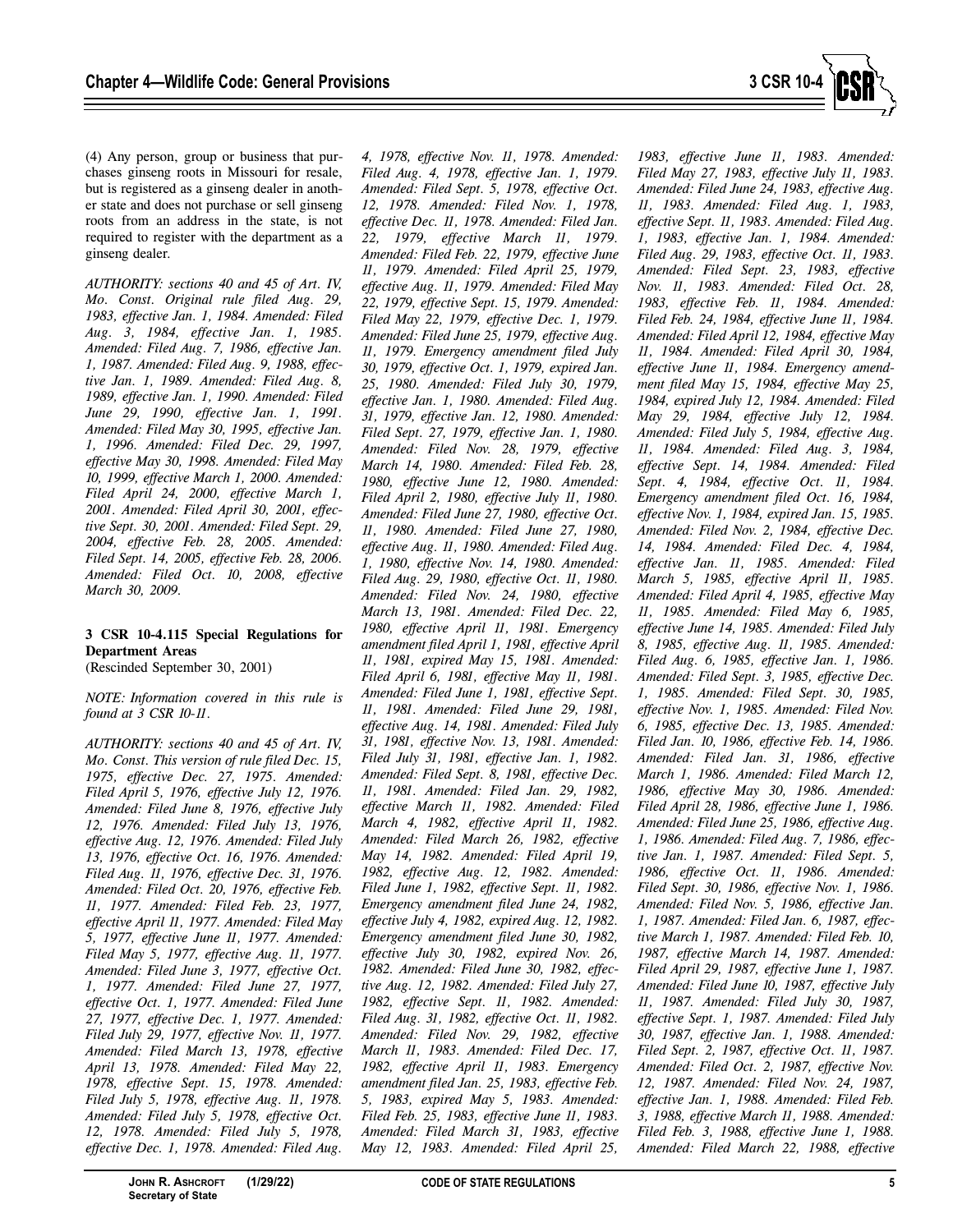(4) Any person, group or business that purchases ginseng roots in Missouri for resale, but is registered as a ginseng dealer in another state and does not purchase or sell ginseng roots from an address in the state, is not required to register with the department as a ginseng dealer.

*AUTHORITY: sections 40 and 45 of Art. IV, Mo. Const. Original rule filed Aug. 29, 1983, effective Jan. 1, 1984. Amended: Filed Aug. 3, 1984, effective Jan. 1, 1985. Amended: Filed Aug. 7, 1986, effective Jan. 1, 1987. Amended: Filed Aug. 9, 1988, effective Jan. 1, 1989. Amended: Filed Aug. 8, 1989, effective Jan. 1, 1990. Amended: Filed June 29, 1990, effective Jan. 1, 1991. Amended: Filed May 30, 1995, effective Jan. 1, 1996. Amended: Filed Dec. 29, 1997, effective May 30, 1998. Amended: Filed May 10, 1999, effective March 1, 2000. Amended: Filed April 24, 2000, effective March 1, 2001. Amended: Filed April 30, 2001, effective Sept. 30, 2001. Amended: Filed Sept. 29, 2004, effective Feb. 28, 2005. Amended: Filed Sept. 14, 2005, effective Feb. 28, 2006. Amended: Filed Oct. 10, 2008, effective March 30, 2009.*

**3 CSR 10-4.115 Special Regulations for Department Areas**
(Rescinded September 30, 2001)

*NOTE: Information covered in this rule is found at 3 CSR 10-11.*

*AUTHORITY: sections 40 and 45 of Art. IV, Mo. Const. This version of rule filed Dec. 15, 1975, effective Dec. 27, 1975. Amended: Filed April 5, 1976, effective July 12, 1976. Amended: Filed June 8, 1976, effective July 12, 1976. Amended: Filed July 13, 1976, effective Aug. 12, 1976. Amended: Filed July 13, 1976, effective Oct. 16, 1976. Amended: Filed Aug. 11, 1976, effective Dec. 31, 1976. Amended: Filed Oct. 20, 1976, effective Feb. 11, 1977. Amended: Filed Feb. 23, 1977, effective April 11, 1977. Amended: Filed May 5, 1977, effective June 11, 1977. Amended: Filed May 5, 1977, effective Aug. 11, 1977. Amended: Filed June 3, 1977, effective Oct. 1, 1977. Amended: Filed June 27, 1977, effective Oct. 1, 1977. Amended: Filed June 27, 1977, effective Dec. 1, 1977. Amended: Filed July 29, 1977, effective Nov. 11, 1977. Amended: Filed March 13, 1978, effective April 13, 1978. Amended: Filed May 22, 1978, effective Sept. 15, 1978. Amended: Filed July 5, 1978, effective Aug. 11, 1978. Amended: Filed July 5, 1978, effective Oct. 12, 1978. Amended: Filed July 5, 1978, effective Dec. 1, 1978. Amended: Filed Aug. 4, 1978, effective Nov. 11, 1978. Amended: Filed Aug. 4, 1978, effective Jan. 1, 1979. Amended: Filed Sept. 5, 1978, effective Oct. 12, 1978. Amended: Filed Nov. 1, 1978, effective Dec. 11, 1978. Amended: Filed Jan. 22, 1979, effective March 11, 1979. Amended: Filed Feb. 22, 1979, effective June 11, 1979. Amended: Filed April 25, 1979, effective Aug. 11, 1979. Amended: Filed May 22, 1979, effective Sept. 15, 1979. Amended: Filed May 22, 1979, effective Dec. 1, 1979. Amended: Filed June 25, 1979, effective Aug. 11, 1979. Emergency amendment filed July 30, 1979, effective Oct. 1, 1979, expired Jan. 25, 1980. Amended: Filed July 30, 1979, effective Jan. 1, 1980. Amended: Filed Aug. 31, 1979, effective Jan. 12, 1980. Amended: Filed Sept. 27, 1979, effective Jan. 1, 1980. Amended: Filed Nov. 28, 1979, effective March 14, 1980. Amended: Filed Feb. 28, 1980, effective June 12, 1980. Amended: Filed April 2, 1980, effective July 11, 1980. Amended: Filed June 27, 1980, effective Oct. 11, 1980. Amended: Filed June 27, 1980, effective Aug. 11, 1980. Amended: Filed Aug. 1, 1980, effective Nov. 14, 1980. Amended: Filed Aug. 29, 1980, effective Oct. 11, 1980. Amended: Filed Nov. 24, 1980, effective March 13, 1981. Amended: Filed Dec. 22, 1980, effective April 11, 1981. Emergency amendment filed April 1, 1981, effective April 11, 1981, expired May 15, 1981. Amended: Filed April 6, 1981, effective May 11, 1981. Amended: Filed June 1, 1981, effective Sept. 11, 1981. Amended: Filed June 29, 1981, effective Aug. 14, 1981. Amended: Filed July 31, 1981, effective Nov. 13, 1981. Amended: Filed July 31, 1981, effective Jan. 1, 1982. Amended: Filed Sept. 8, 1981, effective Dec. 11, 1981. Amended: Filed Jan. 29, 1982, effective March 11, 1982. Amended: Filed March 4, 1982, effective April 11, 1982. Amended: Filed March 26, 1982, effective May 14, 1982. Amended: Filed April 19, 1982, effective Aug. 12, 1982. Amended: Filed June 1, 1982, effective Sept. 11, 1982. Emergency amendment filed June 24, 1982, effective July 4, 1982, expired Aug. 12, 1982. Emergency amendment filed June 30, 1982, effective July 30, 1982, expired Nov. 26, 1982. Amended: Filed June 30, 1982, effective Aug. 12, 1982. Amended: Filed July 27, 1982, effective Sept. 11, 1982. Amended: Filed Aug. 31, 1982, effective Oct. 11, 1982. Amended: Filed Nov. 29, 1982, effective March 11, 1983. Amended: Filed Dec. 17, 1982, effective April 11, 1983. Emergency amendment filed Jan. 25, 1983, effective Feb. 5, 1983, expired May 5, 1983. Amended: Filed Feb. 25, 1983, effective June 11, 1983. Amended: Filed March 31, 1983, effective May 12, 1983. Amended: Filed April 25, 1983, effective June 11, 1983. Amended: Filed May 27, 1983, effective July 11, 1983. Amended: Filed June 24, 1983, effective Aug. 11, 1983. Amended: Filed Aug. 1, 1983, effective Sept. 11, 1983. Amended: Filed Aug. 1, 1983, effective Jan. 1, 1984. Amended: Filed Aug. 29, 1983, effective Oct. 11, 1983. Amended: Filed Sept. 23, 1983, effective Nov. 11, 1983. Amended: Filed Oct. 28, 1983, effective Feb. 11, 1984. Amended: Filed Feb. 24, 1984, effective June 11, 1984. Amended: Filed April 12, 1984, effective May 11, 1984. Amended: Filed April 30, 1984, effective June 11, 1984. Emergency amendment filed May 15, 1984, effective May 25, 1984, expired July 12, 1984. Amended: Filed May 29, 1984, effective July 12, 1984. Amended: Filed July 5, 1984, effective Aug. 11, 1984. Amended: Filed Aug. 3, 1984, effective Sept. 14, 1984. Amended: Filed Sept. 4, 1984, effective Oct. 11, 1984. Emergency amendment filed Oct. 16, 1984, effective Nov. 1, 1984, expired Jan. 15, 1985. Amended: Filed Nov. 2, 1984, effective Dec. 14, 1984. Amended: Filed Dec. 4, 1984, effective Jan. 11, 1985. Amended: Filed March 5, 1985, effective April 11, 1985. Amended: Filed April 4, 1985, effective May 11, 1985. Amended: Filed May 6, 1985, effective June 14, 1985. Amended: Filed July 8, 1985, effective Aug. 11, 1985. Amended: Filed Aug. 6, 1985, effective Jan. 1, 1986. Amended: Filed Sept. 3, 1985, effective Dec. 1, 1985. Amended: Filed Sept. 30, 1985, effective Nov. 1, 1985. Amended: Filed Nov. 6, 1985, effective Dec. 13, 1985. Amended: Filed Jan. 10, 1986, effective Feb. 14, 1986. Amended: Filed Jan. 31, 1986, effective March 1, 1986. Amended: Filed March 12, 1986, effective May 30, 1986. Amended: Filed April 28, 1986, effective June 1, 1986. Amended: Filed June 25, 1986, effective Aug. 1, 1986. Amended: Filed Aug. 7, 1986, effective Jan. 1, 1987. Amended: Filed Sept. 5, 1986, effective Oct. 11, 1986. Amended: Filed Sept. 30, 1986, effective Nov. 1, 1986. Amended: Filed Nov. 5, 1986, effective Jan. 1, 1987. Amended: Filed Jan. 6, 1987, effective March 1, 1987. Amended: Filed Feb. 10, 1987, effective March 14, 1987. Amended: Filed April 29, 1987, effective June 1, 1987. Amended: Filed June 10, 1987, effective July 11, 1987. Amended: Filed July 30, 1987, effective Sept. 1, 1987. Amended: Filed July 30, 1987, effective Jan. 1, 1988. Amended: Filed Sept. 2, 1987, effective Oct. 11, 1987. Amended: Filed Oct. 2, 1987, effective Nov. 12, 1987. Amended: Filed Nov. 24, 1987, effective Jan. 1, 1988. Amended: Filed Feb. 3, 1988, effective March 11, 1988. Amended: Filed Feb. 3, 1988, effective June 1, 1988. Amended: Filed March 22, 1988, effective*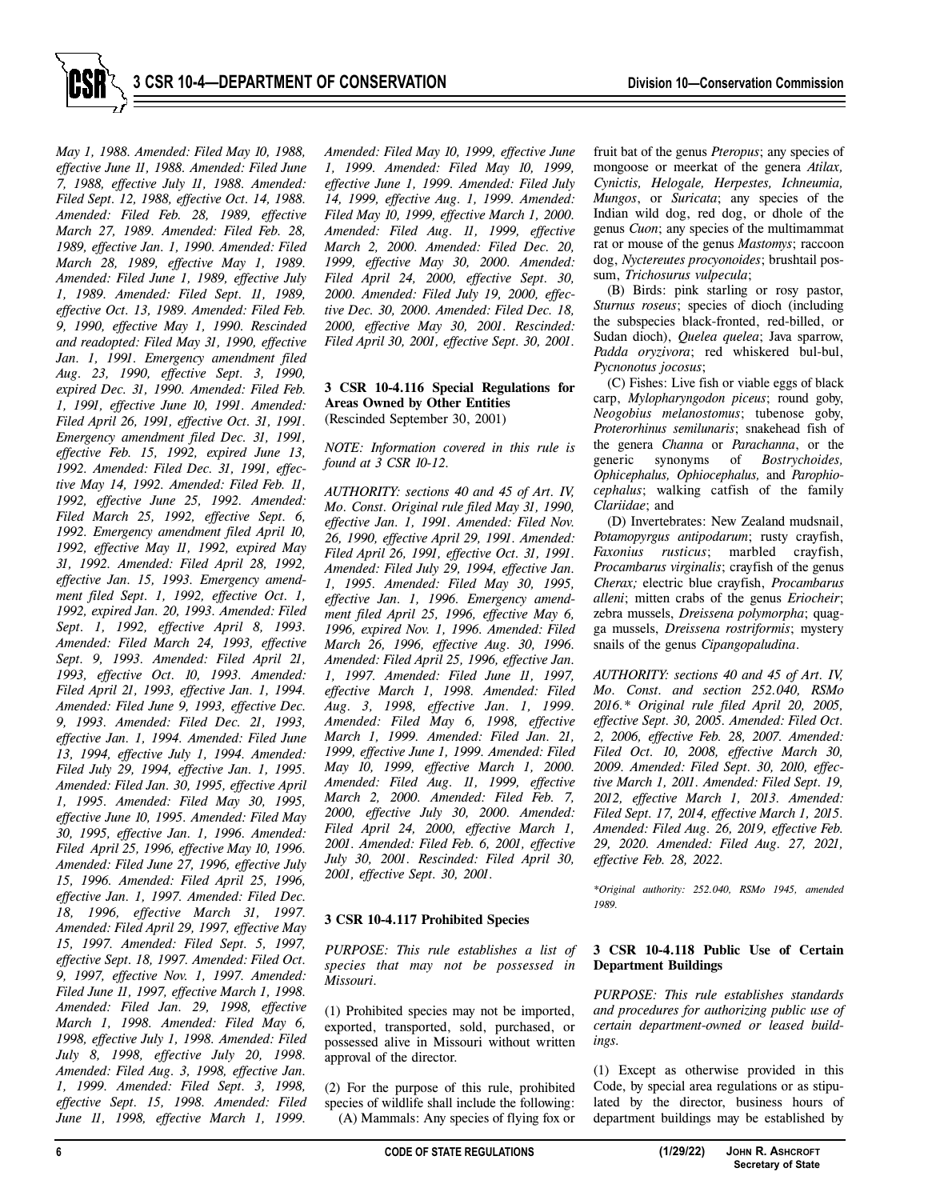*May 1, 1988. Amended: Filed May 10, 1988, effective June 11, 1988. Amended: Filed June 7, 1988, effective July 11, 1988. Amended: Filed Sept. 12, 1988, effective Oct. 14, 1988. Amended: Filed Feb. 28, 1989, effective March 27, 1989. Amended: Filed Feb. 28, 1989, effective Jan. 1, 1990. Amended: Filed March 28, 1989, effective May 1, 1989. Amended: Filed June 1, 1989, effective July 1, 1989. Amended: Filed Sept. 11, 1989, effective Oct. 13, 1989. Amended: Filed Feb. 9, 1990, effective May 1, 1990. Rescinded and readopted: Filed May 31, 1990, effective Jan. 1, 1991. Emergency amendment filed Aug. 23, 1990, effective Sept. 3, 1990, expired Dec. 31, 1990. Amended: Filed Feb. 1, 1991, effective June 10, 1991. Amended: Filed April 26, 1991, effective Oct. 31, 1991. Emergency amendment filed Dec. 31, 1991, effective Feb. 15, 1992, expired June 13, 1992. Amended: Filed Dec. 31, 1991, effective May 14, 1992. Amended: Filed Feb. 11, 1992, effective June 25, 1992. Amended: Filed March 25, 1992, effective Sept. 6, 1992. Emergency amendment filed April 10, 1992, effective May 11, 1992, expired May 31, 1992. Amended: Filed April 28, 1992, effective Jan. 15, 1993. Emergency amendment filed Sept. 1, 1992, effective Oct. 1, 1992, expired Jan. 20, 1993. Amended: Filed Sept. 1, 1992, effective April 8, 1993. Amended: Filed March 24, 1993, effective Sept. 9, 1993. Amended: Filed April 21, 1993, effective Oct. 10, 1993. Amended: Filed April 21, 1993, effective Jan. 1, 1994. Amended: Filed June 9, 1993, effective Dec. 9, 1993. Amended: Filed Dec. 21, 1993, effective Jan. 1, 1994. Amended: Filed June 13, 1994, effective July 1, 1994. Amended: Filed July 29, 1994, effective Jan. 1, 1995. Amended: Filed Jan. 30, 1995, effective April 1, 1995. Amended: Filed May 30, 1995, effective June 10, 1995. Amended: Filed May 30, 1995, effective Jan. 1, 1996. Amended: Filed April 25, 1996, effective May 10, 1996. Amended: Filed June 27, 1996, effective July 15, 1996. Amended: Filed April 25, 1996, effective Jan. 1, 1997. Amended: Filed Dec. 18, 1996, effective March 31, 1997. Amended: Filed April 29, 1997, effective May 15, 1997. Amended: Filed Sept. 5, 1997, effective Sept. 18, 1997. Amended: Filed Oct. 9, 1997, effective Nov. 1, 1997. Amended: Filed June 11, 1997, effective March 1, 1998. Amended: Filed Jan. 29, 1998, effective March 1, 1998. Amended: Filed May 6, 1998, effective July 1, 1998. Amended: Filed July 8, 1998, effective July 20, 1998. Amended: Filed Aug. 3, 1998, effective Jan. 1, 1999. Amended: Filed Sept. 3, 1998, effective Sept. 15, 1998. Amended: Filed June 11, 1998, effective March 1, 1999. Amended: Filed May 10, 1999, effective June 1, 1999. Amended: Filed May 10, 1999, effective June 1, 1999. Amended: Filed July 14, 1999, effective Aug. 1, 1999. Amended: Filed May 10, 1999, effective March 1, 2000. Amended: Filed Aug. 11, 1999, effective March 2, 2000. Amended: Filed Dec. 20, 1999, effective May 30, 2000. Amended: Filed April 24, 2000, effective Sept. 30, 2000. Amended: Filed July 19, 2000, effective Dec. 30, 2000. Amended: Filed Dec. 18, 2000, effective May 30, 2001. Rescinded: Filed April 30, 2001, effective Sept. 30, 2001.*

### 3 CSR 10-4.116 Special Regulations for Areas Owned by Other Entities
(Rescinded September 30, 2001)

*NOTE: Information covered in this rule is found at 3 CSR 10-12.*

*AUTHORITY: sections 40 and 45 of Art. IV, Mo. Const. Original rule filed May 31, 1990, effective Jan. 1, 1991. Amended: Filed Nov. 26, 1990, effective April 29, 1991. Amended: Filed April 26, 1991, effective Oct. 31, 1991. Amended: Filed July 29, 1994, effective Jan. 1, 1995. Amended: Filed May 30, 1995, effective Jan. 1, 1996. Emergency amendment filed April 25, 1996, effective May 6, 1996, expired Nov. 1, 1996. Amended: Filed March 26, 1996, effective Aug. 30, 1996. Amended: Filed April 25, 1996, effective Jan. 1, 1997. Amended: Filed June 11, 1997, effective March 1, 1998. Amended: Filed Aug. 3, 1998, effective Jan. 1, 1999. Amended: Filed May 6, 1998, effective March 1, 1999. Amended: Filed Jan. 21, 1999, effective June 1, 1999. Amended: Filed May 10, 1999, effective March 1, 2000. Amended: Filed Aug. 11, 1999, effective March 2, 2000. Amended: Filed Feb. 7, 2000, effective July 30, 2000. Amended: Filed April 24, 2000, effective March 1, 2001. Amended: Filed Feb. 6, 2001, effective July 30, 2001. Rescinded: Filed April 30, 2001, effective Sept. 30, 2001.*

### 3 CSR 10-4.117 Prohibited Species

*PURPOSE: This rule establishes a list of species that may not be possessed in Missouri.*

(1) Prohibited species may not be imported, exported, transported, sold, purchased, or possessed alive in Missouri without written approval of the director.

(2) For the purpose of this rule, prohibited species of wildlife shall include the following:

(A) Mammals: Any species of flying fox or fruit bat of the genus *Pteropus*; any species of mongoose or meerkat of the genera *Atilax, Cynictis, Helogale, Herpestes, Ichneumia, Mungos*, or *Suricata*; any species of the Indian wild dog, red dog, or dhole of the genus *Cuon*; any species of the multimammat rat or mouse of the genus *Mastomys*; raccoon dog, *Nyctereutes procyonoides*; brushtail possum, *Trichosurus vulpecula*;

(B) Birds: pink starling or rosy pastor, *Sturnus roseus*; species of dioch (including the subspecies black-fronted, red-billed, or Sudan dioch), *Quelea quelea*; Java sparrow, *Padda oryzivora*; red whiskered bul-bul, *Pycnonotus jocosus*;

(C) Fishes: Live fish or viable eggs of black carp, *Mylopharyngodon piceus*; round goby, *Neogobius melanostomus*; tubenose goby, *Proterorhinus semilunaris*; snakehead fish of the genera *Channa* or *Parachanna*, or the generic synonyms of *Bostrychoides, Ophicephalus, Ophiocephalus,* and *Parophiocephalus*; walking catfish of the family *Clariidae*; and

(D) Invertebrates: New Zealand mudsnail, *Potamopyrgus antipodarum*; rusty crayfish, *Faxonius rusticus*; marbled crayfish, *Procambarus virginalis*; crayfish of the genus *Cherax;* electric blue crayfish, *Procambarus alleni*; mitten crabs of the genus *Eriocheir*; zebra mussels, *Dreissena polymorpha*; quagga mussels, *Dreissena rostriformis*; mystery snails of the genus *Cipangopaludina*.

*AUTHORITY: sections 40 and 45 of Art. IV, Mo. Const. and section 252.040, RSMo 2016.\* Original rule filed April 20, 2005, effective Sept. 30, 2005. Amended: Filed Oct. 2, 2006, effective Feb. 28, 2007. Amended: Filed Oct. 10, 2008, effective March 30, 2009. Amended: Filed Sept. 30, 2010, effective March 1, 2011. Amended: Filed Sept. 19, 2012, effective March 1, 2013. Amended: Filed Sept. 17, 2014, effective March 1, 2015. Amended: Filed Aug. 26, 2019, effective Feb. 29, 2020. Amended: Filed Aug. 27, 2021, effective Feb. 28, 2022.*

*\*Original authority: 252.040, RSMo 1945, amended 1989.*

### 3 CSR 10-4.118 Public Use of Certain Department Buildings

*PURPOSE: This rule establishes standards and procedures for authorizing public use of certain department-owned or leased buildings.*

(1) Except as otherwise provided in this Code, by special area regulations or as stipulated by the director, business hours of department buildings may be established by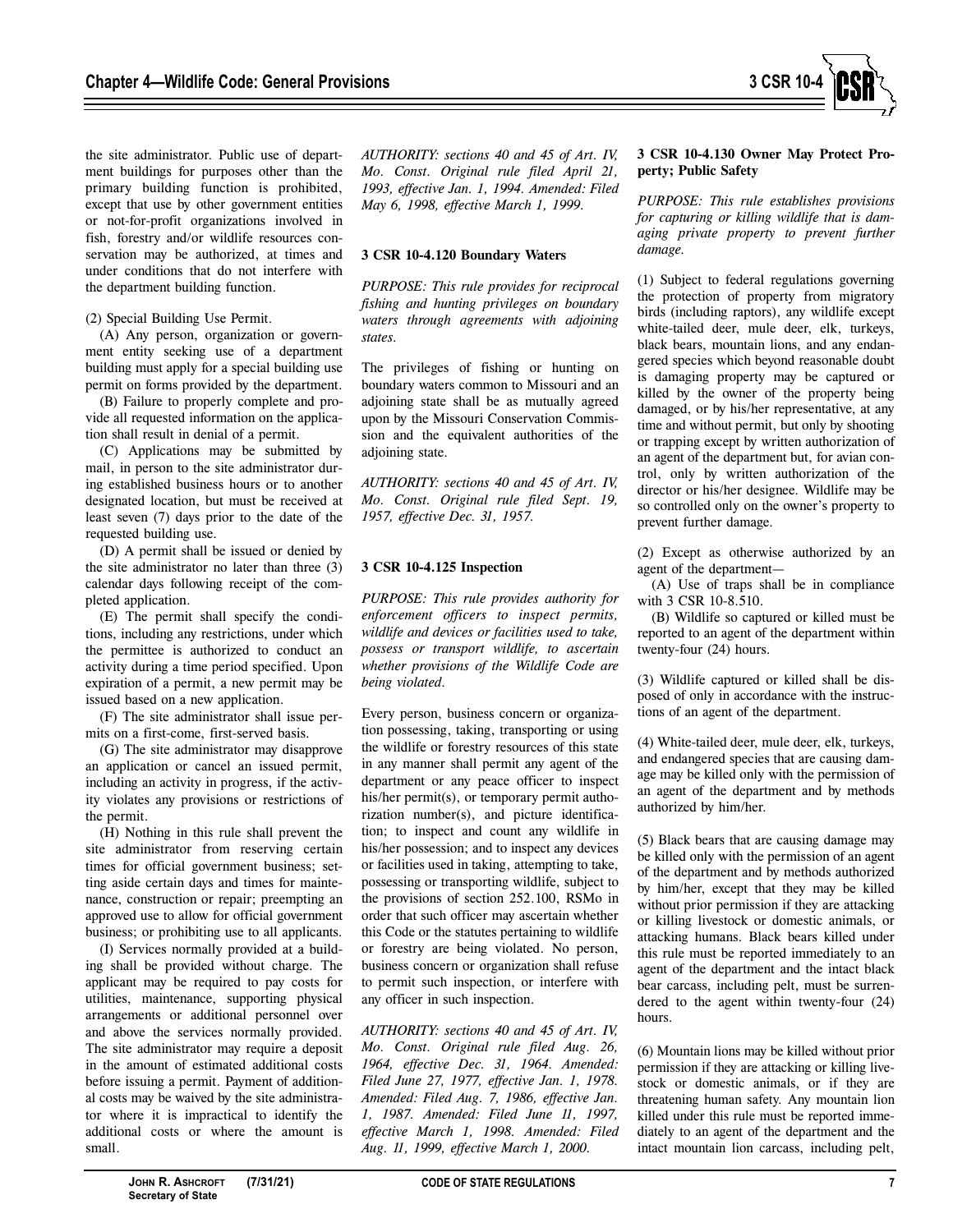the site administrator. Public use of department buildings for purposes other than the primary building function is prohibited, except that use by other government entities or not-for-profit organizations involved in fish, forestry and/or wildlife resources conservation may be authorized, at times and under conditions that do not interfere with the department building function.

(2) Special Building Use Permit.

(A) Any person, organization or government entity seeking use of a department building must apply for a special building use permit on forms provided by the department.

(B) Failure to properly complete and provide all requested information on the application shall result in denial of a permit.

(C) Applications may be submitted by mail, in person to the site administrator during established business hours or to another designated location, but must be received at least seven (7) days prior to the date of the requested building use.

(D) A permit shall be issued or denied by the site administrator no later than three (3) calendar days following receipt of the completed application.

(E) The permit shall specify the conditions, including any restrictions, under which the permittee is authorized to conduct an activity during a time period specified. Upon expiration of a permit, a new permit may be issued based on a new application.

(F) The site administrator shall issue permits on a first-come, first-served basis.

(G) The site administrator may disapprove an application or cancel an issued permit, including an activity in progress, if the activity violates any provisions or restrictions of the permit.

(H) Nothing in this rule shall prevent the site administrator from reserving certain times for official government business; setting aside certain days and times for maintenance, construction or repair; preempting an approved use to allow for official government business; or prohibiting use to all applicants.

(I) Services normally provided at a building shall be provided without charge. The applicant may be required to pay costs for utilities, maintenance, supporting physical arrangements or additional personnel over and above the services normally provided. The site administrator may require a deposit in the amount of estimated additional costs before issuing a permit. Payment of additional costs may be waived by the site administrator where it is impractical to identify the additional costs or where the amount is small.

*AUTHORITY: sections 40 and 45 of Art. IV, Mo. Const. Original rule filed April 21, 1993, effective Jan. 1, 1994. Amended: Filed May 6, 1998, effective March 1, 1999.*

### 3 CSR 10-4.120 Boundary Waters

*PURPOSE: This rule provides for reciprocal fishing and hunting privileges on boundary waters through agreements with adjoining states.*

The privileges of fishing or hunting on boundary waters common to Missouri and an adjoining state shall be as mutually agreed upon by the Missouri Conservation Commission and the equivalent authorities of the adjoining state.

*AUTHORITY: sections 40 and 45 of Art. IV, Mo. Const. Original rule filed Sept. 19, 1957, effective Dec. 31, 1957.*

### 3 CSR 10-4.125 Inspection

*PURPOSE: This rule provides authority for enforcement officers to inspect permits, wildlife and devices or facilities used to take, possess or transport wildlife, to ascertain whether provisions of the Wildlife Code are being violated.*

Every person, business concern or organization possessing, taking, transporting or using the wildlife or forestry resources of this state in any manner shall permit any agent of the department or any peace officer to inspect his/her permit(s), or temporary permit authorization number(s), and picture identification; to inspect and count any wildlife in his/her possession; and to inspect any devices or facilities used in taking, attempting to take, possessing or transporting wildlife, subject to the provisions of section 252.100, RSMo in order that such officer may ascertain whether this Code or the statutes pertaining to wildlife or forestry are being violated. No person, business concern or organization shall refuse to permit such inspection, or interfere with any officer in such inspection.

*AUTHORITY: sections 40 and 45 of Art. IV, Mo. Const. Original rule filed Aug. 26, 1964, effective Dec. 31, 1964. Amended: Filed June 27, 1977, effective Jan. 1, 1978. Amended: Filed Aug. 7, 1986, effective Jan. 1, 1987. Amended: Filed June 11, 1997, effective March 1, 1998. Amended: Filed Aug. 11, 1999, effective March 1, 2000.*

### 3 CSR 10-4.130 Owner May Protect Property; Public Safety

*PURPOSE: This rule establishes provisions for capturing or killing wildlife that is damaging private property to prevent further damage.*

(1) Subject to federal regulations governing the protection of property from migratory birds (including raptors), any wildlife except white-tailed deer, mule deer, elk, turkeys, black bears, mountain lions, and any endangered species which beyond reasonable doubt is damaging property may be captured or killed by the owner of the property being damaged, or by his/her representative, at any time and without permit, but only by shooting or trapping except by written authorization of an agent of the department but, for avian control, only by written authorization of the director or his/her designee. Wildlife may be so controlled only on the owner's property to prevent further damage.

(2) Except as otherwise authorized by an agent of the department—

(A) Use of traps shall be in compliance with 3 CSR 10-8.510.

(B) Wildlife so captured or killed must be reported to an agent of the department within twenty-four (24) hours.

(3) Wildlife captured or killed shall be disposed of only in accordance with the instructions of an agent of the department.

(4) White-tailed deer, mule deer, elk, turkeys, and endangered species that are causing damage may be killed only with the permission of an agent of the department and by methods authorized by him/her.

(5) Black bears that are causing damage may be killed only with the permission of an agent of the department and by methods authorized by him/her, except that they may be killed without prior permission if they are attacking or killing livestock or domestic animals, or attacking humans. Black bears killed under this rule must be reported immediately to an agent of the department and the intact black bear carcass, including pelt, must be surrendered to the agent within twenty-four (24) hours.

(6) Mountain lions may be killed without prior permission if they are attacking or killing livestock or domestic animals, or if they are threatening human safety. Any mountain lion killed under this rule must be reported immediately to an agent of the department and the intact mountain lion carcass, including pelt,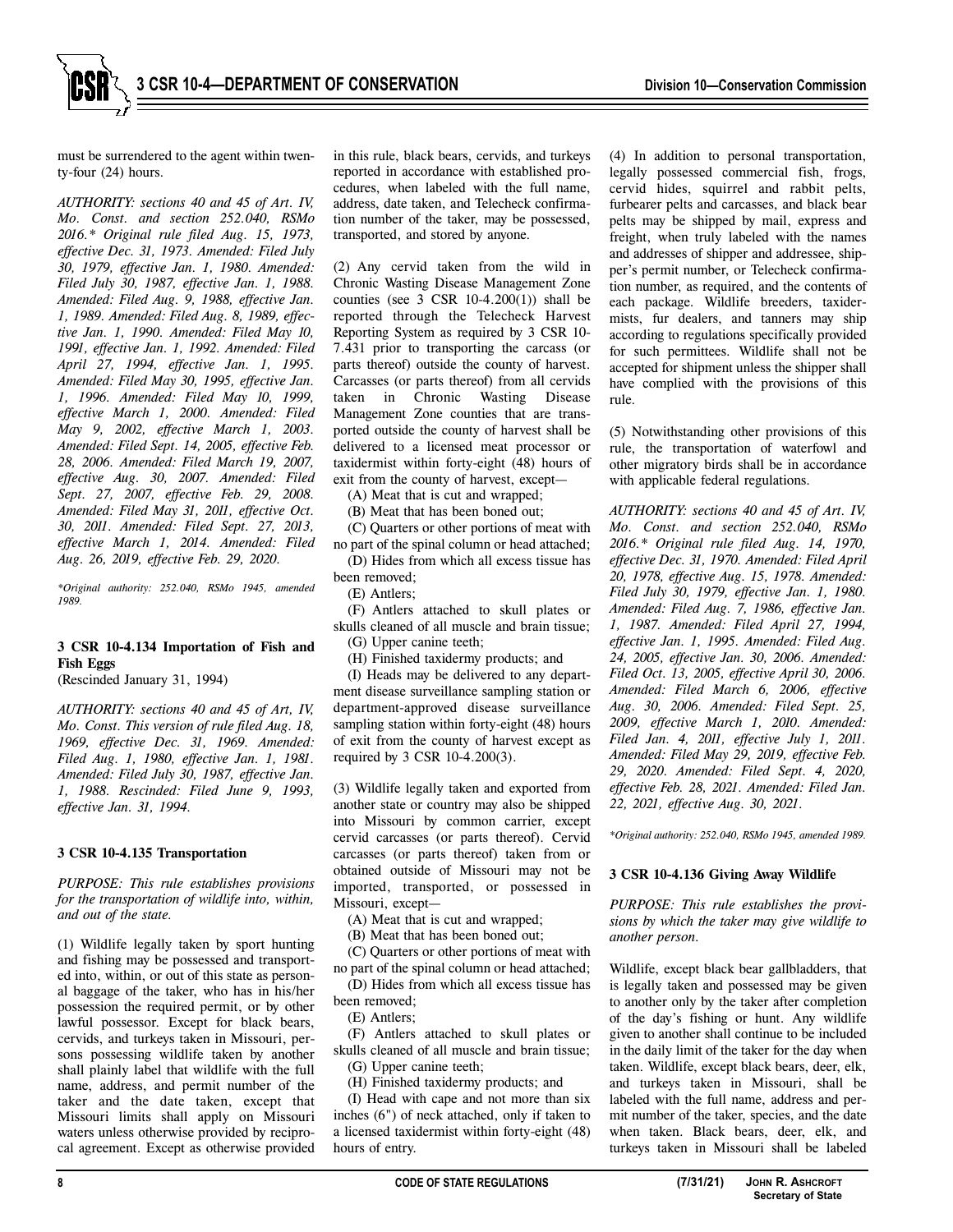must be surrendered to the agent within twenty-four (24) hours.

*AUTHORITY: sections 40 and 45 of Art. IV, Mo. Const. and section 252.040, RSMo 2016.\* Original rule filed Aug. 15, 1973, effective Dec. 31, 1973. Amended: Filed July 30, 1979, effective Jan. 1, 1980. Amended: Filed July 30, 1987, effective Jan. 1, 1988. Amended: Filed Aug. 9, 1988, effective Jan. 1, 1989. Amended: Filed Aug. 8, 1989, effective Jan. 1, 1990. Amended: Filed May 10, 1991, effective Jan. 1, 1992. Amended: Filed April 27, 1994, effective Jan. 1, 1995. Amended: Filed May 30, 1995, effective Jan. 1, 1996. Amended: Filed May 10, 1999, effective March 1, 2000. Amended: Filed May 9, 2002, effective March 1, 2003. Amended: Filed Sept. 14, 2005, effective Feb. 28, 2006. Amended: Filed March 19, 2007, effective Aug. 30, 2007. Amended: Filed Sept. 27, 2007, effective Feb. 29, 2008. Amended: Filed May 31, 2011, effective Oct. 30, 2011. Amended: Filed Sept. 27, 2013, effective March 1, 2014. Amended: Filed Aug. 26, 2019, effective Feb. 29, 2020.*

*\*Original authority: 252.040, RSMo 1945, amended 1989.*

### 3 CSR 10-4.134 Importation of Fish and Fish Eggs

(Rescinded January 31, 1994)

*AUTHORITY: sections 40 and 45 of Art, IV, Mo. Const. This version of rule filed Aug. 18, 1969, effective Dec. 31, 1969. Amended: Filed Aug. 1, 1980, effective Jan. 1, 1981. Amended: Filed July 30, 1987, effective Jan. 1, 1988. Rescinded: Filed June 9, 1993, effective Jan. 31, 1994.*

### 3 CSR 10-4.135 Transportation

*PURPOSE: This rule establishes provisions for the transportation of wildlife into, within, and out of the state.*

(1) Wildlife legally taken by sport hunting and fishing may be possessed and transported into, within, or out of this state as personal baggage of the taker, who has in his/her possession the required permit, or by other lawful possessor. Except for black bears, cervids, and turkeys taken in Missouri, persons possessing wildlife taken by another shall plainly label that wildlife with the full name, address, and permit number of the taker and the date taken, except that Missouri limits shall apply on Missouri waters unless otherwise provided by reciprocal agreement. Except as otherwise provided in this rule, black bears, cervids, and turkeys reported in accordance with established procedures, when labeled with the full name, address, date taken, and Telecheck confirmation number of the taker, may be possessed, transported, and stored by anyone.

(2) Any cervid taken from the wild in Chronic Wasting Disease Management Zone counties (see 3 CSR 10-4.200(1)) shall be reported through the Telecheck Harvest Reporting System as required by 3 CSR 10-7.431 prior to transporting the carcass (or parts thereof) outside the county of harvest. Carcasses (or parts thereof) from all cervids taken in Chronic Wasting Disease Management Zone counties that are transported outside the county of harvest shall be delivered to a licensed meat processor or taxidermist within forty-eight (48) hours of exit from the county of harvest, except—

(A) Meat that is cut and wrapped;

(B) Meat that has been boned out;

(C) Quarters or other portions of meat with no part of the spinal column or head attached;

(D) Hides from which all excess tissue has been removed;

(E) Antlers;

(F) Antlers attached to skull plates or skulls cleaned of all muscle and brain tissue;

(G) Upper canine teeth;

(H) Finished taxidermy products; and

(I) Heads may be delivered to any department disease surveillance sampling station or department-approved disease surveillance sampling station within forty-eight (48) hours of exit from the county of harvest except as required by 3 CSR 10-4.200(3).

(3) Wildlife legally taken and exported from another state or country may also be shipped into Missouri by common carrier, except cervid carcasses (or parts thereof). Cervid carcasses (or parts thereof) taken from or obtained outside of Missouri may not be imported, transported, or possessed in Missouri, except—

(A) Meat that is cut and wrapped;

(B) Meat that has been boned out;

(C) Quarters or other portions of meat with no part of the spinal column or head attached;

(D) Hides from which all excess tissue has been removed;

(E) Antlers;

(F) Antlers attached to skull plates or skulls cleaned of all muscle and brain tissue;

(G) Upper canine teeth;

(H) Finished taxidermy products; and

(I) Head with cape and not more than six inches (6") of neck attached, only if taken to a licensed taxidermist within forty-eight (48) hours of entry.

(4) In addition to personal transportation, legally possessed commercial fish, frogs, cervid hides, squirrel and rabbit pelts, furbearer pelts and carcasses, and black bear pelts may be shipped by mail, express and freight, when truly labeled with the names and addresses of shipper and addressee, shipper's permit number, or Telecheck confirmation number, as required, and the contents of each package. Wildlife breeders, taxidermists, fur dealers, and tanners may ship according to regulations specifically provided for such permittees. Wildlife shall not be accepted for shipment unless the shipper shall have complied with the provisions of this rule.

(5) Notwithstanding other provisions of this rule, the transportation of waterfowl and other migratory birds shall be in accordance with applicable federal regulations.

*AUTHORITY: sections 40 and 45 of Art. IV, Mo. Const. and section 252.040, RSMo 2016.\* Original rule filed Aug. 14, 1970, effective Dec. 31, 1970. Amended: Filed April 20, 1978, effective Aug. 15, 1978. Amended: Filed July 30, 1979, effective Jan. 1, 1980. Amended: Filed Aug. 7, 1986, effective Jan. 1, 1987. Amended: Filed April 27, 1994, effective Jan. 1, 1995. Amended: Filed Aug. 24, 2005, effective Jan. 30, 2006. Amended: Filed Oct. 13, 2005, effective April 30, 2006. Amended: Filed March 6, 2006, effective Aug. 30, 2006. Amended: Filed Sept. 25, 2009, effective March 1, 2010. Amended: Filed Jan. 4, 2011, effective July 1, 2011. Amended: Filed May 29, 2019, effective Feb. 29, 2020. Amended: Filed Sept. 4, 2020, effective Feb. 28, 2021. Amended: Filed Jan. 22, 2021, effective Aug. 30, 2021.*

*\*Original authority: 252.040, RSMo 1945, amended 1989.*

### 3 CSR 10-4.136 Giving Away Wildlife

*PURPOSE: This rule establishes the provisions by which the taker may give wildlife to another person.*

Wildlife, except black bear gallbladders, that is legally taken and possessed may be given to another only by the taker after completion of the day's fishing or hunt. Any wildlife given to another shall continue to be included in the daily limit of the taker for the day when taken. Wildlife, except black bears, deer, elk, and turkeys taken in Missouri, shall be labeled with the full name, address and permit number of the taker, species, and the date when taken. Black bears, deer, elk, and turkeys taken in Missouri shall be labeled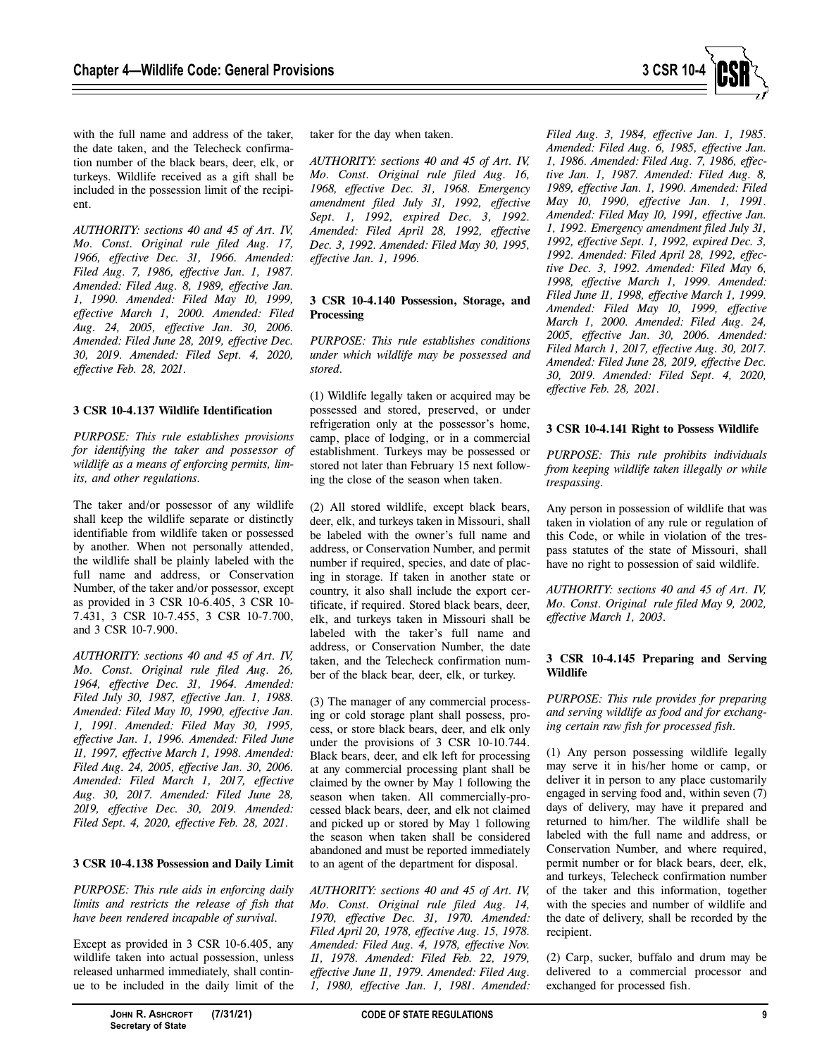with the full name and address of the taker, the date taken, and the Telecheck confirmation number of the black bears, deer, elk, or turkeys. Wildlife received as a gift shall be included in the possession limit of the recipient.

*AUTHORITY: sections 40 and 45 of Art. IV, Mo. Const. Original rule filed Aug. 17, 1966, effective Dec. 31, 1966. Amended: Filed Aug. 7, 1986, effective Jan. 1, 1987. Amended: Filed Aug. 8, 1989, effective Jan. 1, 1990. Amended: Filed May 10, 1999, effective March 1, 2000. Amended: Filed Aug. 24, 2005, effective Jan. 30, 2006. Amended: Filed June 28, 2019, effective Dec. 30, 2019. Amended: Filed Sept. 4, 2020, effective Feb. 28, 2021.*

**3 CSR 10-4.137 Wildlife Identification**

*PURPOSE: This rule establishes provisions for identifying the taker and possessor of wildlife as a means of enforcing permits, limits, and other regulations.*

The taker and/or possessor of any wildlife shall keep the wildlife separate or distinctly identifiable from wildlife taken or possessed by another. When not personally attended, the wildlife shall be plainly labeled with the full name and address, or Conservation Number, of the taker and/or possessor, except as provided in 3 CSR 10-6.405, 3 CSR 10-7.431, 3 CSR 10-7.455, 3 CSR 10-7.700, and 3 CSR 10-7.900.

*AUTHORITY: sections 40 and 45 of Art. IV, Mo. Const. Original rule filed Aug. 26, 1964, effective Dec. 31, 1964. Amended: Filed July 30, 1987, effective Jan. 1, 1988. Amended: Filed May 10, 1990, effective Jan. 1, 1991. Amended: Filed May 30, 1995, effective Jan. 1, 1996. Amended: Filed June 11, 1997, effective March 1, 1998. Amended: Filed Aug. 24, 2005, effective Jan. 30, 2006. Amended: Filed March 1, 2017, effective Aug. 30, 2017. Amended: Filed June 28, 2019, effective Dec. 30, 2019. Amended: Filed Sept. 4, 2020, effective Feb. 28, 2021.*

**3 CSR 10-4.138 Possession and Daily Limit**

*PURPOSE: This rule aids in enforcing daily limits and restricts the release of fish that have been rendered incapable of survival.*

Except as provided in 3 CSR 10-6.405, any wildlife taken into actual possession, unless released unharmed immediately, shall continue to be included in the daily limit of the taker for the day when taken.

*AUTHORITY: sections 40 and 45 of Art. IV, Mo. Const. Original rule filed Aug. 16, 1968, effective Dec. 31, 1968. Emergency amendment filed July 31, 1992, effective Sept. 1, 1992, expired Dec. 3, 1992. Amended: Filed April 28, 1992, effective Dec. 3, 1992. Amended: Filed May 30, 1995, effective Jan. 1, 1996.*

**3 CSR 10-4.140 Possession, Storage, and Processing**

*PURPOSE: This rule establishes conditions under which wildlife may be possessed and stored.*

(1) Wildlife legally taken or acquired may be possessed and stored, preserved, or under refrigeration only at the possessor's home, camp, place of lodging, or in a commercial establishment. Turkeys may be possessed or stored not later than February 15 next following the close of the season when taken.

(2) All stored wildlife, except black bears, deer, elk, and turkeys taken in Missouri, shall be labeled with the owner's full name and address, or Conservation Number, and permit number if required, species, and date of placing in storage. If taken in another state or country, it also shall include the export certificate, if required. Stored black bears, deer, elk, and turkeys taken in Missouri shall be labeled with the taker's full name and address, or Conservation Number, the date taken, and the Telecheck confirmation number of the black bear, deer, elk, or turkey.

(3) The manager of any commercial processing or cold storage plant shall possess, process, or store black bears, deer, and elk only under the provisions of 3 CSR 10-10.744. Black bears, deer, and elk left for processing at any commercial processing plant shall be claimed by the owner by May 1 following the season when taken. All commercially-processed black bears, deer, and elk not claimed and picked up or stored by May 1 following the season when taken shall be considered abandoned and must be reported immediately to an agent of the department for disposal.

*AUTHORITY: sections 40 and 45 of Art. IV, Mo. Const. Original rule filed Aug. 14, 1970, effective Dec. 31, 1970. Amended: Filed April 20, 1978, effective Aug. 15, 1978. Amended: Filed Aug. 4, 1978, effective Nov. 11, 1978. Amended: Filed Feb. 22, 1979, effective June 11, 1979. Amended: Filed Aug. 1, 1980, effective Jan. 1, 1981. Amended: Filed Aug. 3, 1984, effective Jan. 1, 1985. Amended: Filed Aug. 6, 1985, effective Jan. 1, 1986. Amended: Filed Aug. 7, 1986, effective Jan. 1, 1987. Amended: Filed Aug. 8, 1989, effective Jan. 1, 1990. Amended: Filed May 10, 1990, effective Jan. 1, 1991. Amended: Filed May 10, 1991, effective Jan. 1, 1992. Emergency amendment filed July 31, 1992, effective Sept. 1, 1992, expired Dec. 3, 1992. Amended: Filed April 28, 1992, effective Dec. 3, 1992. Amended: Filed May 6, 1998, effective March 1, 1999. Amended: Filed June 11, 1998, effective March 1, 1999. Amended: Filed May 10, 1999, effective March 1, 2000. Amended: Filed Aug. 24, 2005, effective Jan. 30, 2006. Amended: Filed March 1, 2017, effective Aug. 30, 2017. Amended: Filed June 28, 2019, effective Dec. 30, 2019. Amended: Filed Sept. 4, 2020, effective Feb. 28, 2021.*

**3 CSR 10-4.141 Right to Possess Wildlife**

*PURPOSE: This rule prohibits individuals from keeping wildlife taken illegally or while trespassing.*

Any person in possession of wildlife that was taken in violation of any rule or regulation of this Code, or while in violation of the trespass statutes of the state of Missouri, shall have no right to possession of said wildlife.

*AUTHORITY: sections 40 and 45 of Art. IV, Mo. Const. Original rule filed May 9, 2002, effective March 1, 2003.*

**3 CSR 10-4.145 Preparing and Serving Wildlife**

*PURPOSE: This rule provides for preparing and serving wildlife as food and for exchanging certain raw fish for processed fish.*

(1) Any person possessing wildlife legally may serve it in his/her home or camp, or deliver it in person to any place customarily engaged in serving food and, within seven (7) days of delivery, may have it prepared and returned to him/her. The wildlife shall be labeled with the full name and address, or Conservation Number, and where required, permit number or for black bears, deer, elk, and turkeys, Telecheck confirmation number of the taker and this information, together with the species and number of wildlife and the date of delivery, shall be recorded by the recipient.

(2) Carp, sucker, buffalo and drum may be delivered to a commercial processor and exchanged for processed fish.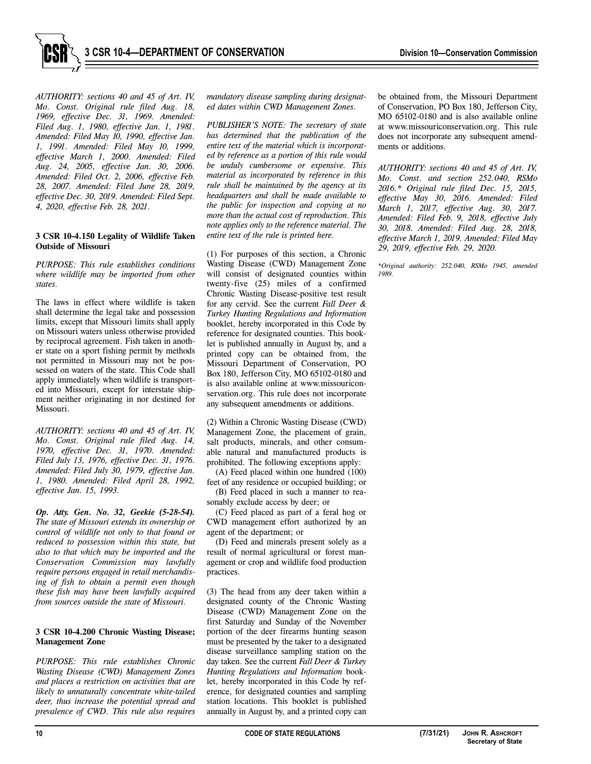*AUTHORITY: sections 40 and 45 of Art. IV, Mo. Const. Original rule filed Aug. 18, 1969, effective Dec. 31, 1969. Amended: Filed Aug. 1, 1980, effective Jan. 1, 1981. Amended: Filed May 10, 1990, effective Jan. 1, 1991. Amended: Filed May 10, 1999, effective March 1, 2000. Amended: Filed Aug. 24, 2005, effective Jan. 30, 2006. Amended: Filed Oct. 2, 2006, effective Feb. 28, 2007. Amended: Filed June 28, 2019, effective Dec. 30, 2019. Amended: Filed Sept. 4, 2020, effective Feb. 28, 2021.*

### 3 CSR 10-4.150 Legality of Wildlife Taken Outside of Missouri

*PURPOSE: This rule establishes conditions where wildlife may be imported from other states.*

The laws in effect where wildlife is taken shall determine the legal take and possession limits, except that Missouri limits shall apply on Missouri waters unless otherwise provided by reciprocal agreement. Fish taken in another state on a sport fishing permit by methods not permitted in Missouri may not be possessed on waters of the state. This Code shall apply immediately when wildlife is transported into Missouri, except for interstate shipment neither originating in nor destined for Missouri.

*AUTHORITY: sections 40 and 45 of Art. IV, Mo. Const. Original rule filed Aug. 14, 1970, effective Dec. 31, 1970. Amended: Filed July 13, 1976, effective Dec. 31, 1976. Amended: Filed July 30, 1979, effective Jan. 1, 1980. Amended: Filed April 28, 1992, effective Jan. 15, 1993.*

***Op. Atty. Gen. No. 32, Geekie (5-28-54).*** *The state of Missouri extends its ownership or control of wildlife not only to that found or reduced to possession within this state, but also to that which may be imported and the Conservation Commission may lawfully require persons engaged in retail merchandising of fish to obtain a permit even though these fish may have been lawfully acquired from sources outside the state of Missouri.*

### 3 CSR 10-4.200 Chronic Wasting Disease; Management Zone

*PURPOSE: This rule establishes Chronic Wasting Disease (CWD) Management Zones and places a restriction on activities that are likely to unnaturally concentrate white-tailed deer, thus increase the potential spread and prevalence of CWD. This rule also requires mandatory disease sampling during designated dates within CWD Management Zones.*

*PUBLISHER'S NOTE: The secretary of state has determined that the publication of the entire text of the material which is incorporated by reference as a portion of this rule would be unduly cumbersome or expensive. This material as incorporated by reference in this rule shall be maintained by the agency at its headquarters and shall be made available to the public for inspection and copying at no more than the actual cost of reproduction. This note applies only to the reference material. The entire text of the rule is printed here.*

(1) For purposes of this section, a Chronic Wasting Disease (CWD) Management Zone will consist of designated counties within twenty-five (25) miles of a confirmed Chronic Wasting Disease-positive test result for any cervid. See the current *Fall Deer & Turkey Hunting Regulations and Information* booklet, hereby incorporated in this Code by reference for designated counties. This booklet is published annually in August by, and a printed copy can be obtained from, the Missouri Department of Conservation, PO Box 180, Jefferson City, MO 65102-0180 and is also available online at www.missouriconservation.org. This rule does not incorporate any subsequent amendments or additions.

(2) Within a Chronic Wasting Disease (CWD) Management Zone, the placement of grain, salt products, minerals, and other consumable natural and manufactured products is prohibited. The following exceptions apply:

(A) Feed placed within one hundred (100) feet of any residence or occupied building; or

(B) Feed placed in such a manner to reasonably exclude access by deer; or

(C) Feed placed as part of a feral hog or CWD management effort authorized by an agent of the department; or

(D) Feed and minerals present solely as a result of normal agricultural or forest management or crop and wildlife food production practices.

(3) The head from any deer taken within a designated county of the Chronic Wasting Disease (CWD) Management Zone on the first Saturday and Sunday of the November portion of the deer firearms hunting season must be presented by the taker to a designated disease surveillance sampling station on the day taken. See the current *Fall Deer & Turkey Hunting Regulations and Information* booklet, hereby incorporated in this Code by reference, for designated counties and sampling station locations. This booklet is published annually in August by, and a printed copy can be obtained from, the Missouri Department of Conservation, PO Box 180, Jefferson City, MO 65102-0180 and is also available online at www.missouriconservation.org. This rule does not incorporate any subsequent amendments or additions.

*AUTHORITY: sections 40 and 45 of Art. IV, Mo. Const. and section 252.040, RSMo 2016.\* Original rule filed Dec. 15, 2015, effective May 30, 2016. Amended: Filed March 1, 2017, effective Aug. 30, 2017. Amended: Filed Feb. 9, 2018, effective July 30, 2018. Amended: Filed Aug. 28, 2018, effective March 1, 2019. Amended: Filed May 29, 2019, effective Feb. 29, 2020.*

*\*Original authority: 252.040, RSMo 1945, amended 1989.*